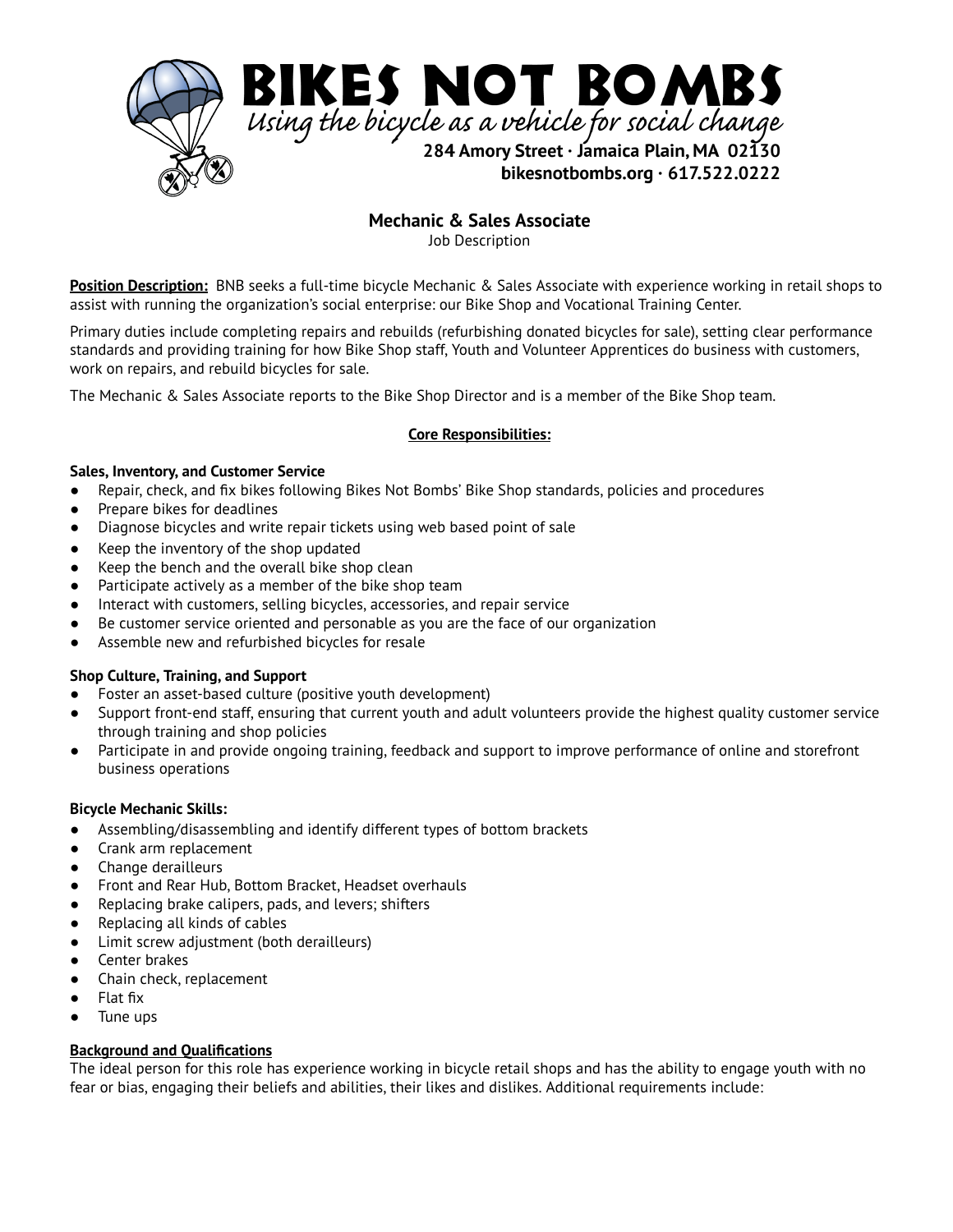# BIKES NOT BOMBS

*Using the bicycle as a vehicle for social change*

**284 Amory Street · Jamaica Plain, MA 02130**
**bikesnotbombs.org · 617.522.0222**

## Mechanic & Sales Associate

Job Description

**Position Description:** BNB seeks a full-time bicycle Mechanic & Sales Associate with experience working in retail shops to assist with running the organization's social enterprise: our Bike Shop and Vocational Training Center.

Primary duties include completing repairs and rebuilds (refurbishing donated bicycles for sale), setting clear performance standards and providing training for how Bike Shop staff, Youth and Volunteer Apprentices do business with customers, work on repairs, and rebuild bicycles for sale.

The Mechanic & Sales Associate reports to the Bike Shop Director and is a member of the Bike Shop team.

### Core Responsibilities:

**Sales, Inventory, and Customer Service**

- Repair, check, and fix bikes following Bikes Not Bombs' Bike Shop standards, policies and procedures
- Prepare bikes for deadlines
- Diagnose bicycles and write repair tickets using web based point of sale
- Keep the inventory of the shop updated
- Keep the bench and the overall bike shop clean
- Participate actively as a member of the bike shop team
- Interact with customers, selling bicycles, accessories, and repair service
- Be customer service oriented and personable as you are the face of our organization
- Assemble new and refurbished bicycles for resale

**Shop Culture, Training, and Support**

- Foster an asset-based culture (positive youth development)
- Support front-end staff, ensuring that current youth and adult volunteers provide the highest quality customer service through training and shop policies
- Participate in and provide ongoing training, feedback and support to improve performance of online and storefront business operations

**Bicycle Mechanic Skills:**

- Assembling/disassembling and identify different types of bottom brackets
- Crank arm replacement
- Change derailleurs
- Front and Rear Hub, Bottom Bracket, Headset overhauls
- Replacing brake calipers, pads, and levers; shifters
- Replacing all kinds of cables
- Limit screw adjustment (both derailleurs)
- Center brakes
- Chain check, replacement
- Flat fix
- Tune ups

**Background and Qualifications**

The ideal person for this role has experience working in bicycle retail shops and has the ability to engage youth with no fear or bias, engaging their beliefs and abilities, their likes and dislikes. Additional requirements include: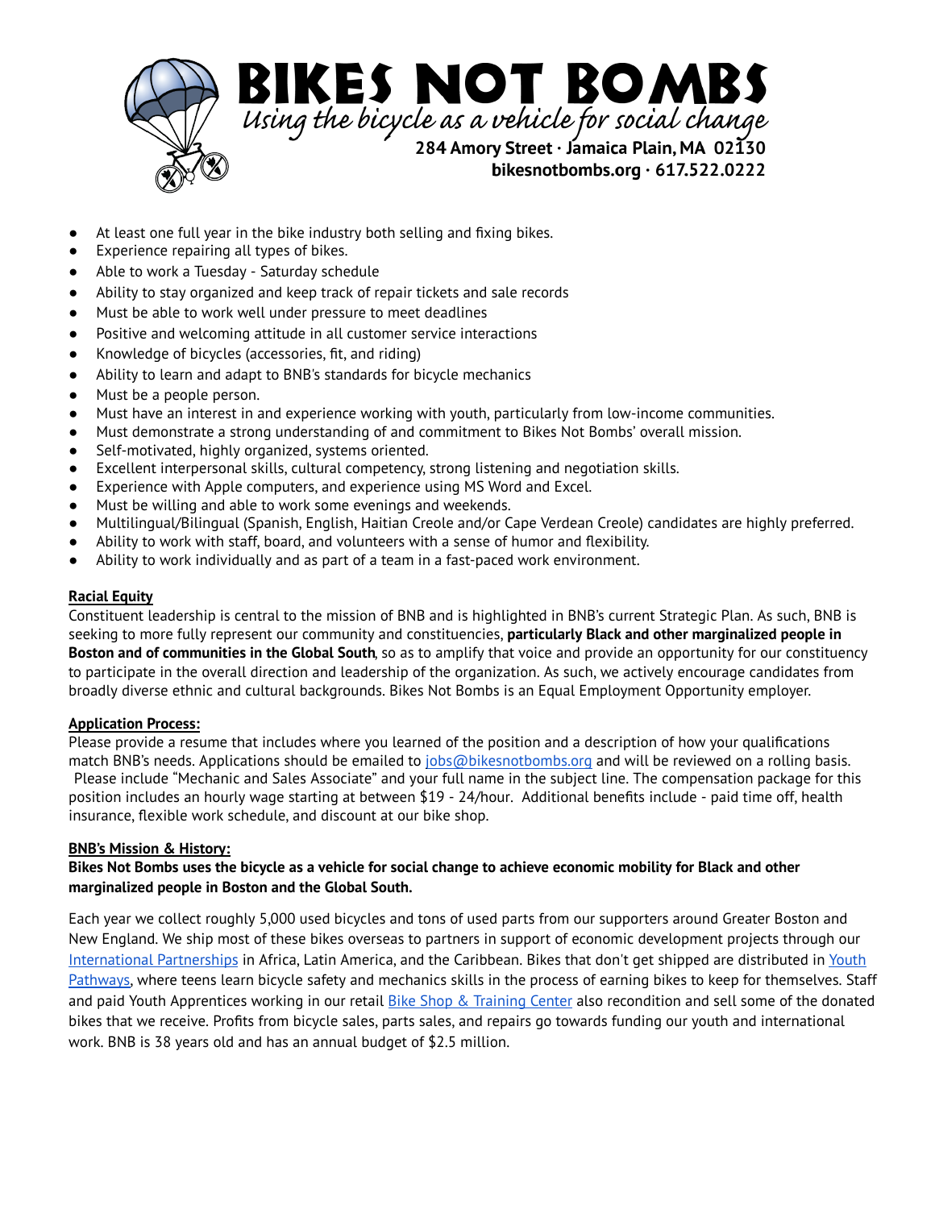# BIKES NOT BOMBS

*Using the bicycle as a vehicle for social change*

**284 Amory Street · Jamaica Plain, MA 02130**
**bikesnotbombs.org · 617.522.0222**

- At least one full year in the bike industry both selling and fixing bikes.
- Experience repairing all types of bikes.
- Able to work a Tuesday - Saturday schedule
- Ability to stay organized and keep track of repair tickets and sale records
- Must be able to work well under pressure to meet deadlines
- Positive and welcoming attitude in all customer service interactions
- Knowledge of bicycles (accessories, fit, and riding)
- Ability to learn and adapt to BNB's standards for bicycle mechanics
- Must be a people person.
- Must have an interest in and experience working with youth, particularly from low-income communities.
- Must demonstrate a strong understanding of and commitment to Bikes Not Bombs' overall mission.
- Self-motivated, highly organized, systems oriented.
- Excellent interpersonal skills, cultural competency, strong listening and negotiation skills.
- Experience with Apple computers, and experience using MS Word and Excel.
- Must be willing and able to work some evenings and weekends.
- Multilingual/Bilingual (Spanish, English, Haitian Creole and/or Cape Verdean Creole) candidates are highly preferred.
- Ability to work with staff, board, and volunteers with a sense of humor and flexibility.
- Ability to work individually and as part of a team in a fast-paced work environment.

## Racial Equity

Constituent leadership is central to the mission of BNB and is highlighted in BNB's current Strategic Plan. As such, BNB is seeking to more fully represent our community and constituencies, **particularly Black and other marginalized people in Boston and of communities in the Global South**, so as to amplify that voice and provide an opportunity for our constituency to participate in the overall direction and leadership of the organization. As such, we actively encourage candidates from broadly diverse ethnic and cultural backgrounds. Bikes Not Bombs is an Equal Employment Opportunity employer.

## Application Process:

Please provide a resume that includes where you learned of the position and a description of how your qualifications match BNB's needs. Applications should be emailed to jobs@bikesnotbombs.org and will be reviewed on a rolling basis. Please include "Mechanic and Sales Associate" and your full name in the subject line. The compensation package for this position includes an hourly wage starting at between $19 - 24/hour. Additional benefits include - paid time off, health insurance, flexible work schedule, and discount at our bike shop.

## BNB's Mission & History:

**Bikes Not Bombs uses the bicycle as a vehicle for social change to achieve economic mobility for Black and other marginalized people in Boston and the Global South.**

Each year we collect roughly 5,000 used bicycles and tons of used parts from our supporters around Greater Boston and New England. We ship most of these bikes overseas to partners in support of economic development projects through our International Partnerships in Africa, Latin America, and the Caribbean. Bikes that don't get shipped are distributed in Youth Pathways, where teens learn bicycle safety and mechanics skills in the process of earning bikes to keep for themselves. Staff and paid Youth Apprentices working in our retail Bike Shop & Training Center also recondition and sell some of the donated bikes that we receive. Profits from bicycle sales, parts sales, and repairs go towards funding our youth and international work. BNB is 38 years old and has an annual budget of $2.5 million.